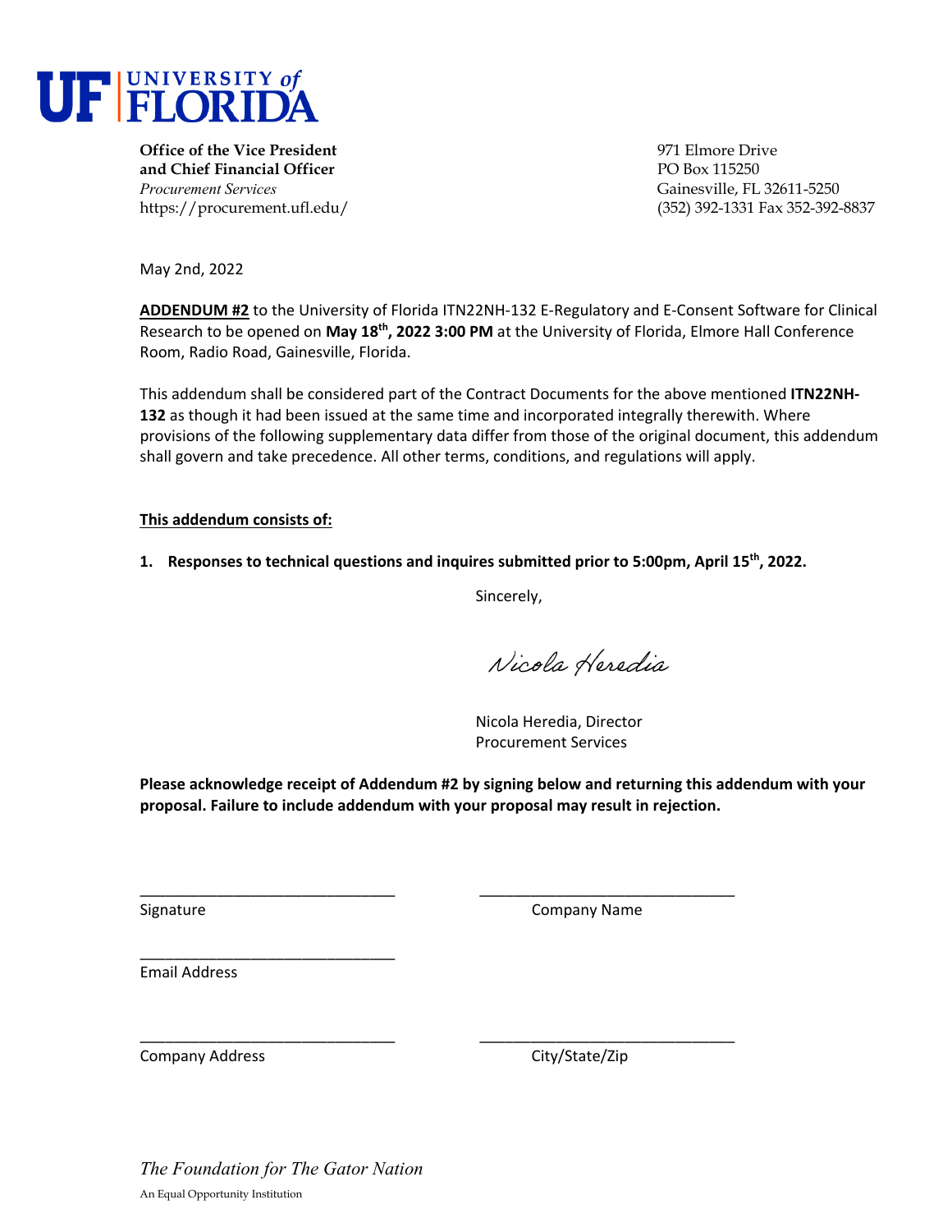UF | UNIVERSITY of FLORIDA

**Office of the Vice President and Chief Financial Officer**
*Procurement Services*
https://procurement.ufl.edu/

971 Elmore Drive
PO Box 115250
Gainesville, FL 32611-5250
(352) 392-1331 Fax 352-392-8837

May 2nd, 2022

**ADDENDUM #2** to the University of Florida ITN22NH-132 E-Regulatory and E-Consent Software for Clinical Research to be opened on **May 18th, 2022 3:00 PM** at the University of Florida, Elmore Hall Conference Room, Radio Road, Gainesville, Florida.

This addendum shall be considered part of the Contract Documents for the above mentioned **ITN22NH-132** as though it had been issued at the same time and incorporated integrally therewith. Where provisions of the following supplementary data differ from those of the original document, this addendum shall govern and take precedence. All other terms, conditions, and regulations will apply.

**This addendum consists of:**

1. **Responses to technical questions and inquires submitted prior to 5:00pm, April 15th, 2022.**

Sincerely,

*Nicola Heredia*

Nicola Heredia, Director
Procurement Services

**Please acknowledge receipt of Addendum #2 by signing below and returning this addendum with your proposal. Failure to include addendum with your proposal may result in rejection.**

______________________________ Signature

______________________________ Company Name

______________________________ Email Address

______________________________ Company Address

______________________________ City/State/Zip

*The Foundation for The Gator Nation*

An Equal Opportunity Institution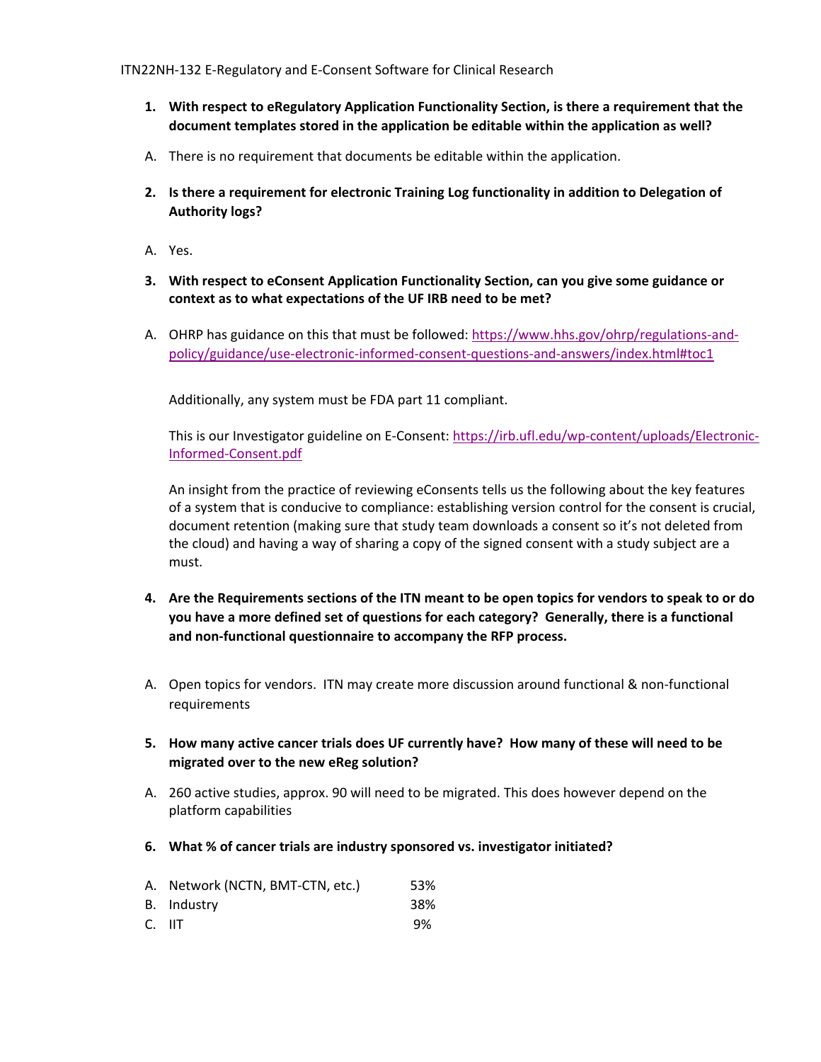ITN22NH-132 E-Regulatory and E-Consent Software for Clinical Research

1. **With respect to eRegulatory Application Functionality Section, is there a requirement that the document templates stored in the application be editable within the application as well?**

A. There is no requirement that documents be editable within the application.

2. **Is there a requirement for electronic Training Log functionality in addition to Delegation of Authority logs?**

A. Yes.

3. **With respect to eConsent Application Functionality Section, can you give some guidance or context as to what expectations of the UF IRB need to be met?**

A. OHRP has guidance on this that must be followed: [https://www.hhs.gov/ohrp/regulations-and-policy/guidance/use-electronic-informed-consent-questions-and-answers/index.html#toc1](https://www.hhs.gov/ohrp/regulations-and-policy/guidance/use-electronic-informed-consent-questions-and-answers/index.html#toc1)

   Additionally, any system must be FDA part 11 compliant.

   This is our Investigator guideline on E-Consent: [https://irb.ufl.edu/wp-content/uploads/Electronic-Informed-Consent.pdf](https://irb.ufl.edu/wp-content/uploads/Electronic-Informed-Consent.pdf)

   An insight from the practice of reviewing eConsents tells us the following about the key features of a system that is conducive to compliance: establishing version control for the consent is crucial, document retention (making sure that study team downloads a consent so it's not deleted from the cloud) and having a way of sharing a copy of the signed consent with a study subject are a must.

4. **Are the Requirements sections of the ITN meant to be open topics for vendors to speak to or do you have a more defined set of questions for each category? Generally, there is a functional and non-functional questionnaire to accompany the RFP process.**

A. Open topics for vendors. ITN may create more discussion around functional & non-functional requirements

5. **How many active cancer trials does UF currently have? How many of these will need to be migrated over to the new eReg solution?**

A. 260 active studies, approx. 90 will need to be migrated. This does however depend on the platform capabilities

6. **What % of cancer trials are industry sponsored vs. investigator initiated?**

A. Network (NCTN, BMT-CTN, etc.) 53%
B. Industry 38%
C. IIT 9%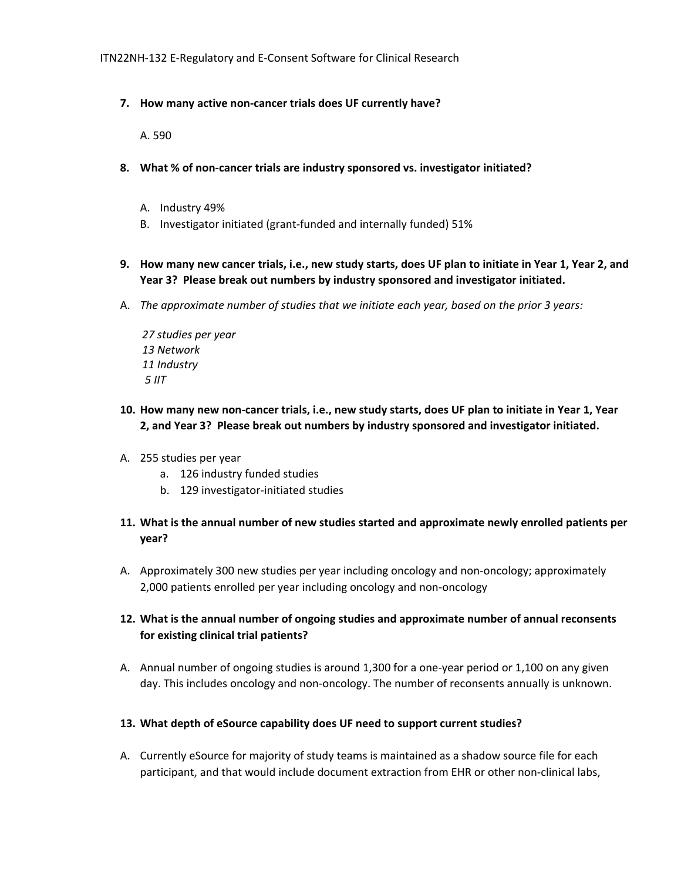**7. How many active non-cancer trials does UF currently have?**

A. 590

**8. What % of non-cancer trials are industry sponsored vs. investigator initiated?**

A. Industry 49%
B. Investigator initiated (grant-funded and internally funded) 51%

**9. How many new cancer trials, i.e., new study starts, does UF plan to initiate in Year 1, Year 2, and Year 3? Please break out numbers by industry sponsored and investigator initiated.**

A. *The approximate number of studies that we initiate each year, based on the prior 3 years:*

*27 studies per year*
*13 Network*
*11 Industry*
*5 IIT*

**10. How many new non-cancer trials, i.e., new study starts, does UF plan to initiate in Year 1, Year 2, and Year 3? Please break out numbers by industry sponsored and investigator initiated.**

A. 255 studies per year
   a. 126 industry funded studies
   b. 129 investigator-initiated studies

**11. What is the annual number of new studies started and approximate newly enrolled patients per year?**

A. Approximately 300 new studies per year including oncology and non-oncology; approximately 2,000 patients enrolled per year including oncology and non-oncology

**12. What is the annual number of ongoing studies and approximate number of annual reconsents for existing clinical trial patients?**

A. Annual number of ongoing studies is around 1,300 for a one-year period or 1,100 on any given day. This includes oncology and non-oncology. The number of reconsents annually is unknown.

**13. What depth of eSource capability does UF need to support current studies?**

A. Currently eSource for majority of study teams is maintained as a shadow source file for each participant, and that would include document extraction from EHR or other non-clinical labs,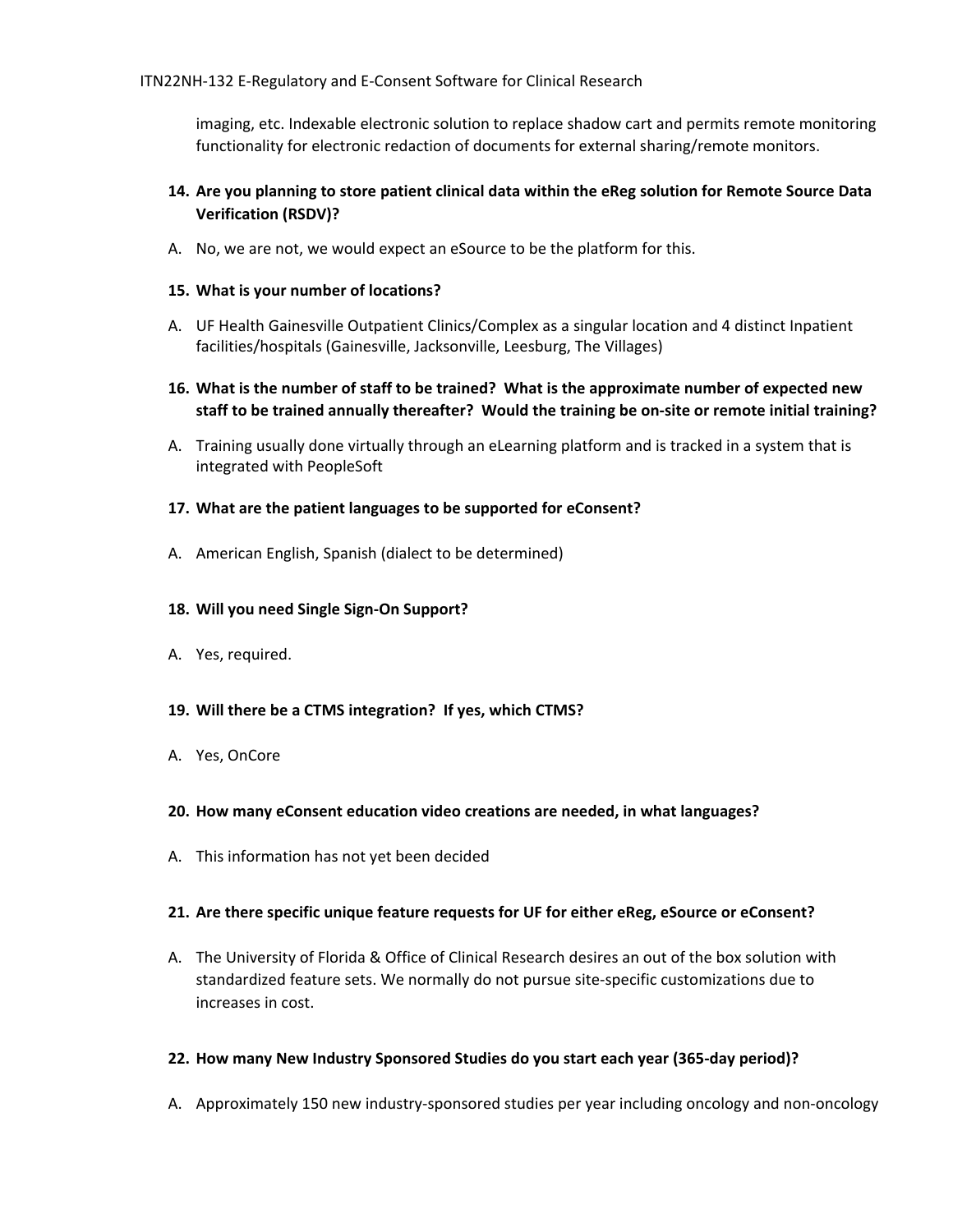imaging, etc. Indexable electronic solution to replace shadow cart and permits remote monitoring functionality for electronic redaction of documents for external sharing/remote monitors.

**14. Are you planning to store patient clinical data within the eReg solution for Remote Source Data Verification (RSDV)?**

A. No, we are not, we would expect an eSource to be the platform for this.

**15. What is your number of locations?**

A. UF Health Gainesville Outpatient Clinics/Complex as a singular location and 4 distinct Inpatient facilities/hospitals (Gainesville, Jacksonville, Leesburg, The Villages)

**16. What is the number of staff to be trained? What is the approximate number of expected new staff to be trained annually thereafter? Would the training be on-site or remote initial training?**

A. Training usually done virtually through an eLearning platform and is tracked in a system that is integrated with PeopleSoft

**17. What are the patient languages to be supported for eConsent?**

A. American English, Spanish (dialect to be determined)

**18. Will you need Single Sign-On Support?**

A. Yes, required.

**19. Will there be a CTMS integration? If yes, which CTMS?**

A. Yes, OnCore

**20. How many eConsent education video creations are needed, in what languages?**

A. This information has not yet been decided

**21. Are there specific unique feature requests for UF for either eReg, eSource or eConsent?**

A. The University of Florida & Office of Clinical Research desires an out of the box solution with standardized feature sets. We normally do not pursue site-specific customizations due to increases in cost.

**22. How many New Industry Sponsored Studies do you start each year (365-day period)?**

A. Approximately 150 new industry-sponsored studies per year including oncology and non-oncology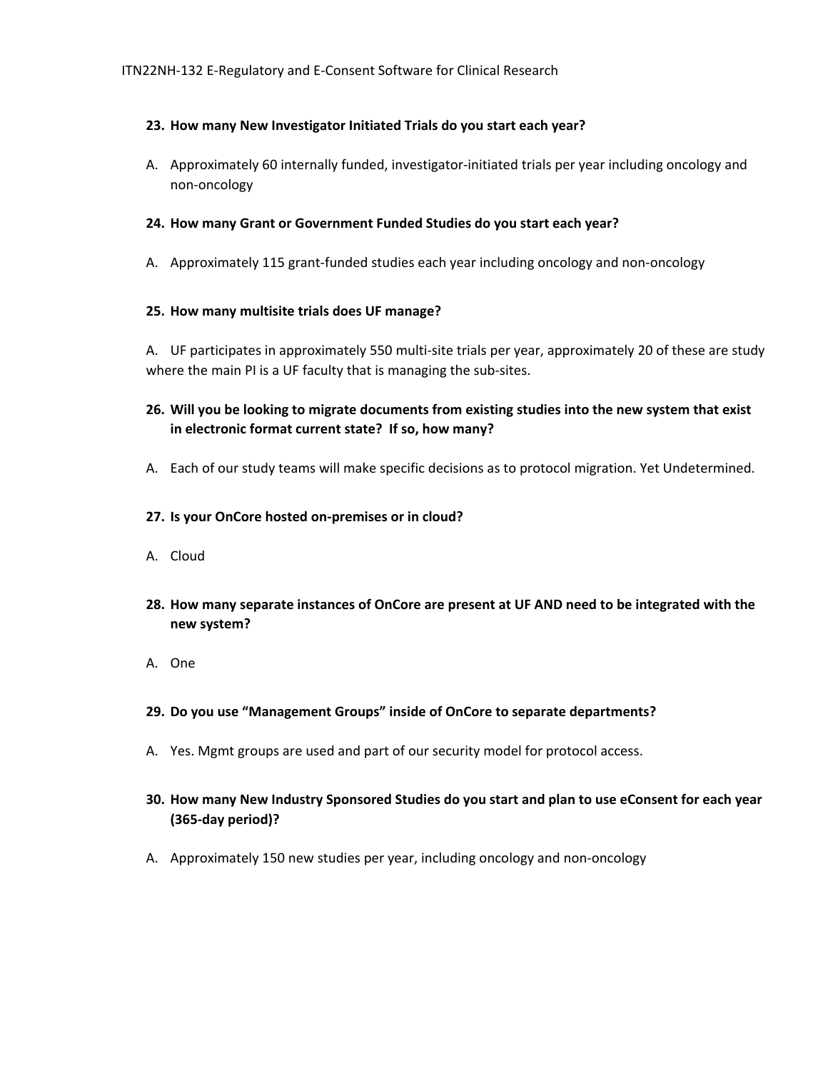**23. How many New Investigator Initiated Trials do you start each year?**

A. Approximately 60 internally funded, investigator-initiated trials per year including oncology and non-oncology

**24. How many Grant or Government Funded Studies do you start each year?**

A. Approximately 115 grant-funded studies each year including oncology and non-oncology

**25. How many multisite trials does UF manage?**

A. UF participates in approximately 550 multi-site trials per year, approximately 20 of these are study where the main PI is a UF faculty that is managing the sub-sites.

**26. Will you be looking to migrate documents from existing studies into the new system that exist in electronic format current state? If so, how many?**

A. Each of our study teams will make specific decisions as to protocol migration. Yet Undetermined.

**27. Is your OnCore hosted on-premises or in cloud?**

A. Cloud

**28. How many separate instances of OnCore are present at UF AND need to be integrated with the new system?**

A. One

**29. Do you use "Management Groups" inside of OnCore to separate departments?**

A. Yes. Mgmt groups are used and part of our security model for protocol access.

**30. How many New Industry Sponsored Studies do you start and plan to use eConsent for each year (365-day period)?**

A. Approximately 150 new studies per year, including oncology and non-oncology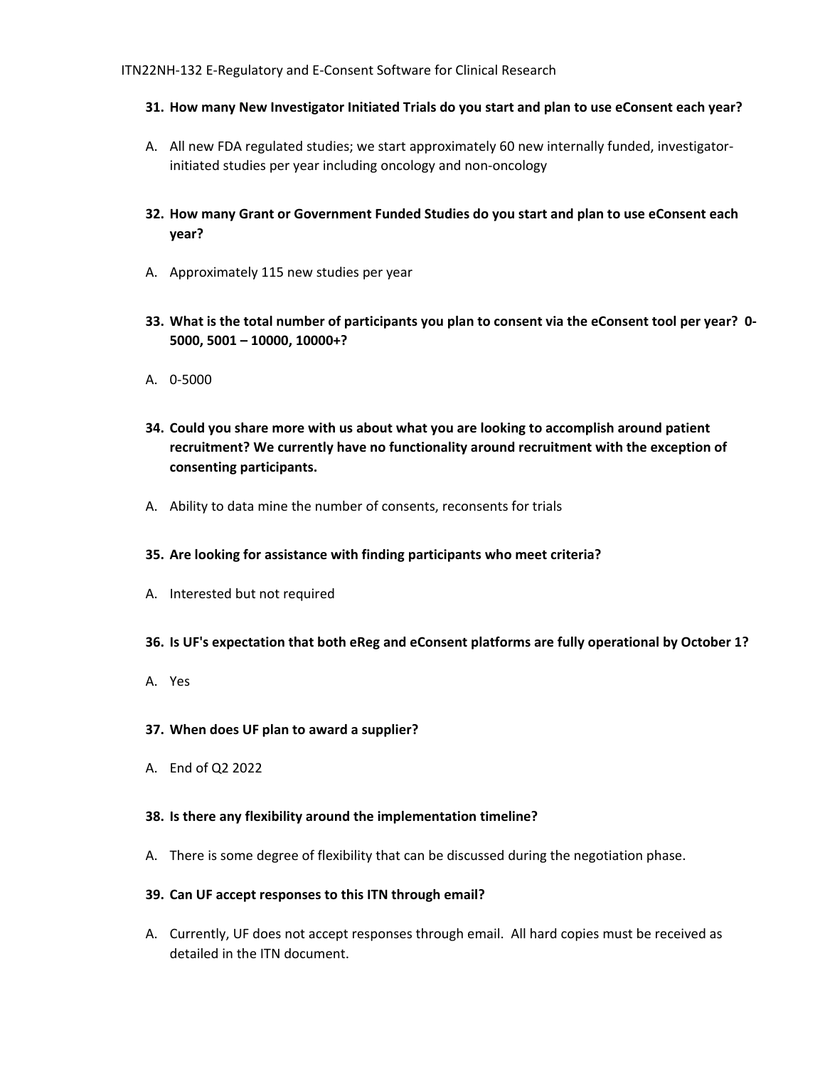**31. How many New Investigator Initiated Trials do you start and plan to use eConsent each year?**

A. All new FDA regulated studies; we start approximately 60 new internally funded, investigator-initiated studies per year including oncology and non-oncology

**32. How many Grant or Government Funded Studies do you start and plan to use eConsent each year?**

A. Approximately 115 new studies per year

**33. What is the total number of participants you plan to consent via the eConsent tool per year? 0-5000, 5001 – 10000, 10000+?**

A. 0-5000

**34. Could you share more with us about what you are looking to accomplish around patient recruitment? We currently have no functionality around recruitment with the exception of consenting participants.**

A. Ability to data mine the number of consents, reconsents for trials

**35. Are looking for assistance with finding participants who meet criteria?**

A. Interested but not required

**36. Is UF's expectation that both eReg and eConsent platforms are fully operational by October 1?**

A. Yes

**37. When does UF plan to award a supplier?**

A. End of Q2 2022

**38. Is there any flexibility around the implementation timeline?**

A. There is some degree of flexibility that can be discussed during the negotiation phase.

**39. Can UF accept responses to this ITN through email?**

A. Currently, UF does not accept responses through email. All hard copies must be received as detailed in the ITN document.